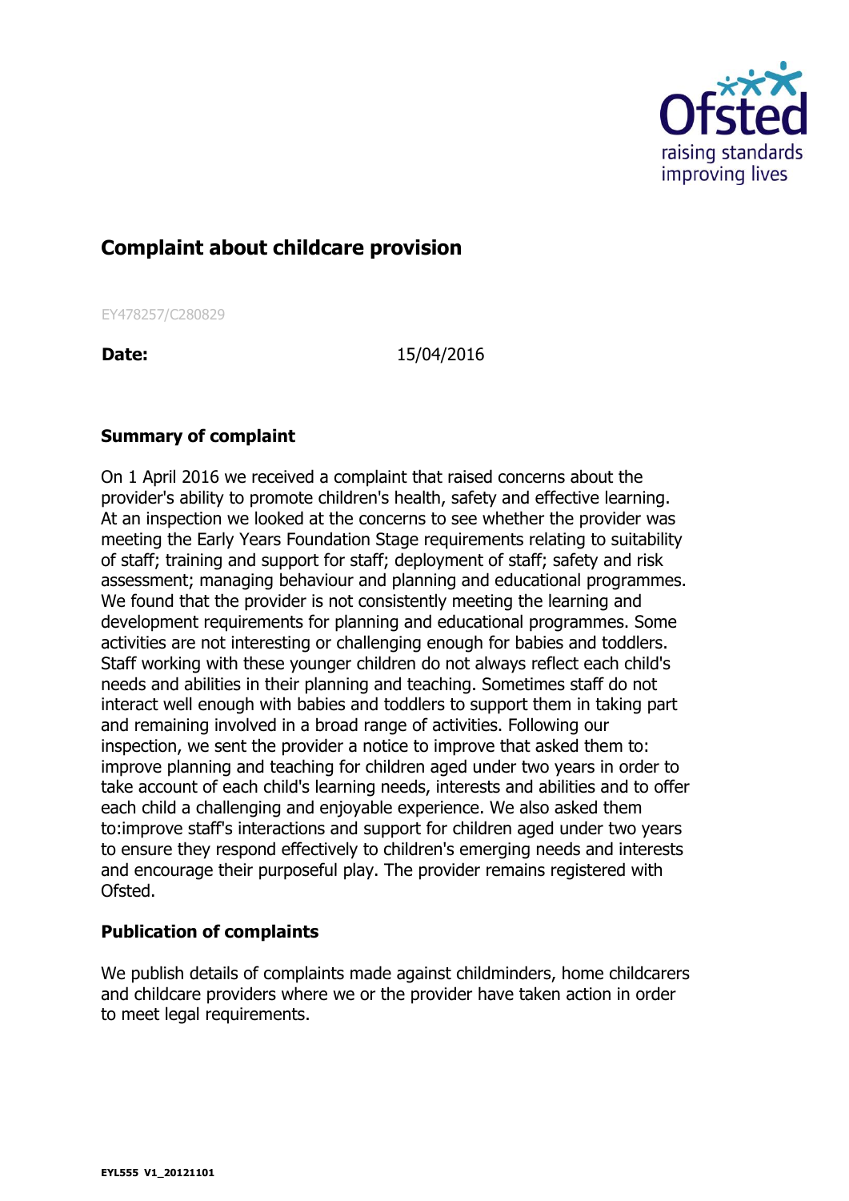# Complaint about childcare provision

EY478257/C280829

**Date:** 15/04/2016

## Summary of complaint

On 1 April 2016 we received a complaint that raised concerns about the provider's ability to promote children's health, safety and effective learning. At an inspection we looked at the concerns to see whether the provider was meeting the Early Years Foundation Stage requirements relating to suitability of staff; training and support for staff; deployment of staff; safety and risk assessment; managing behaviour and planning and educational programmes. We found that the provider is not consistently meeting the learning and development requirements for planning and educational programmes. Some activities are not interesting or challenging enough for babies and toddlers. Staff working with these younger children do not always reflect each child's needs and abilities in their planning and teaching. Sometimes staff do not interact well enough with babies and toddlers to support them in taking part and remaining involved in a broad range of activities. Following our inspection, we sent the provider a notice to improve that asked them to: improve planning and teaching for children aged under two years in order to take account of each child's learning needs, interests and abilities and to offer each child a challenging and enjoyable experience. We also asked them to:improve staff's interactions and support for children aged under two years to ensure they respond effectively to children's emerging needs and interests and encourage their purposeful play. The provider remains registered with Ofsted.

## Publication of complaints

We publish details of complaints made against childminders, home childcarers and childcare providers where we or the provider have taken action in order to meet legal requirements.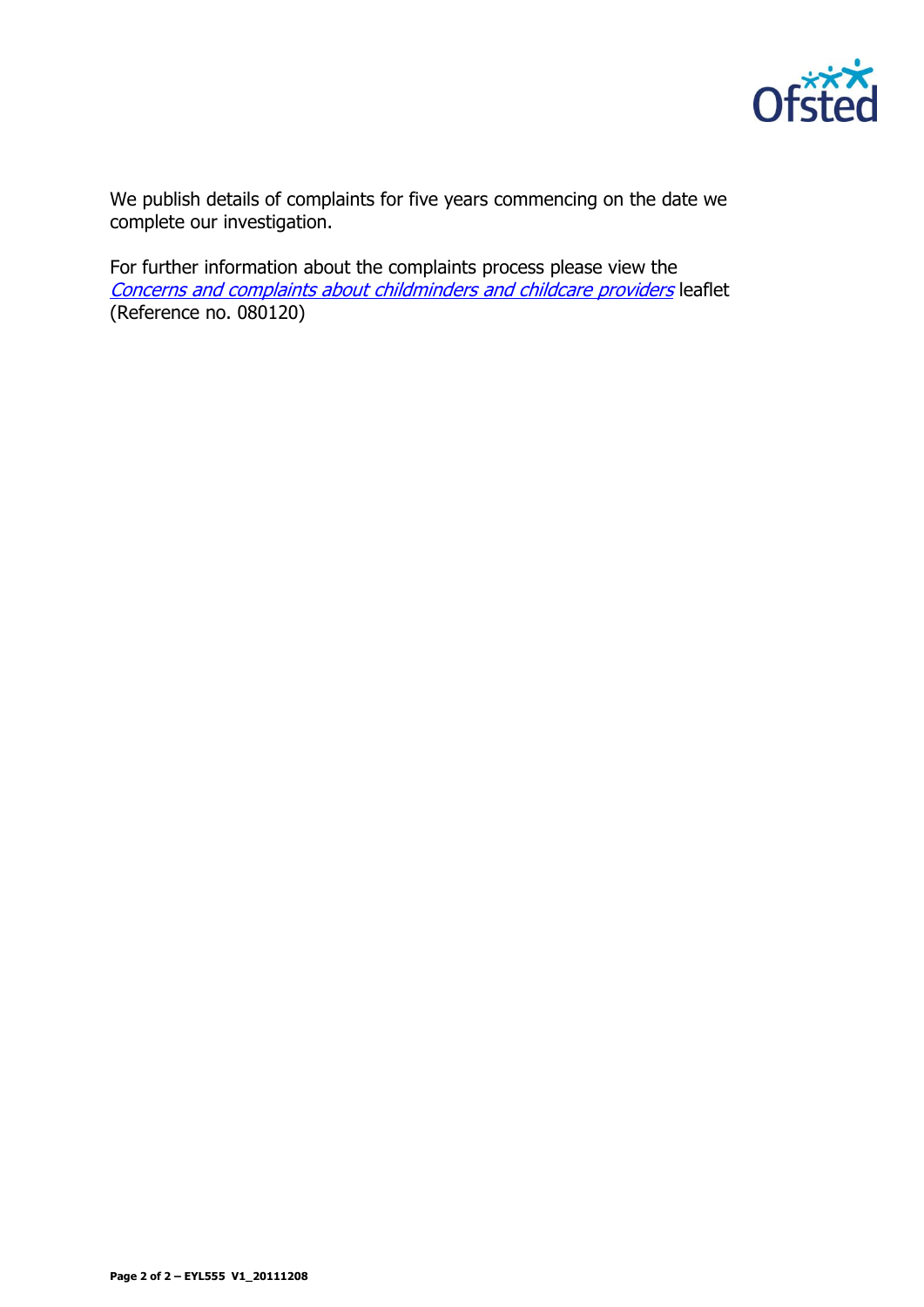We publish details of complaints for five years commencing on the date we complete our investigation.

For further information about the complaints process please view the *Concerns and complaints about childminders and childcare providers* leaflet (Reference no. 080120)